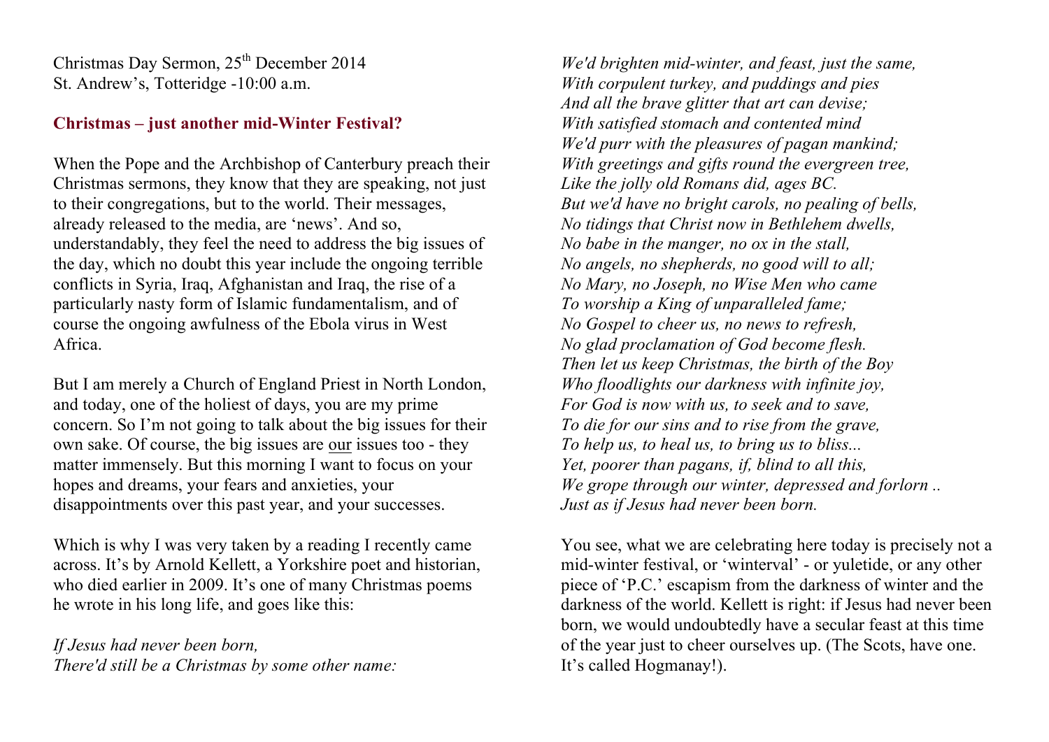Christmas Day Sermon, 25th December 2014
St. Andrew's, Totteridge -10:00 a.m.

## Christmas – just another mid-Winter Festival?

When the Pope and the Archbishop of Canterbury preach their Christmas sermons, they know that they are speaking, not just to their congregations, but to the world. Their messages, already released to the media, are 'news'. And so, understandably, they feel the need to address the big issues of the day, which no doubt this year include the ongoing terrible conflicts in Syria, Iraq, Afghanistan and Iraq, the rise of a particularly nasty form of Islamic fundamentalism, and of course the ongoing awfulness of the Ebola virus in West Africa.

But I am merely a Church of England Priest in North London, and today, one of the holiest of days, you are my prime concern. So I'm not going to talk about the big issues for their own sake. Of course, the big issues are <u>our</u> issues too - they matter immensely. But this morning I want to focus on your hopes and dreams, your fears and anxieties, your disappointments over this past year, and your successes.

Which is why I was very taken by a reading I recently came across. It's by Arnold Kellett, a Yorkshire poet and historian, who died earlier in 2009. It's one of many Christmas poems he wrote in his long life, and goes like this:

*If Jesus had never been born,*
*There'd still be a Christmas by some other name:*
*We'd brighten mid-winter, and feast, just the same,*
*With corpulent turkey, and puddings and pies*
*And all the brave glitter that art can devise;*
*With satisfied stomach and contented mind*
*We'd purr with the pleasures of pagan mankind;*
*With greetings and gifts round the evergreen tree,*
*Like the jolly old Romans did, ages BC.*
*But we'd have no bright carols, no pealing of bells,*
*No tidings that Christ now in Bethlehem dwells,*
*No babe in the manger, no ox in the stall,*
*No angels, no shepherds, no good will to all;*
*No Mary, no Joseph, no Wise Men who came*
*To worship a King of unparalleled fame;*
*No Gospel to cheer us, no news to refresh,*
*No glad proclamation of God become flesh.*
*Then let us keep Christmas, the birth of the Boy*
*Who floodlights our darkness with infinite joy,*
*For God is now with us, to seek and to save,*
*To die for our sins and to rise from the grave,*
*To help us, to heal us, to bring us to bliss...*
*Yet, poorer than pagans, if, blind to all this,*
*We grope through our winter, depressed and forlorn ..*
*Just as if Jesus had never been born.*

You see, what we are celebrating here today is precisely not a mid-winter festival, or 'winterval' - or yuletide, or any other piece of 'P.C.' escapism from the darkness of winter and the darkness of the world. Kellett is right: if Jesus had never been born, we would undoubtedly have a secular feast at this time of the year just to cheer ourselves up. (The Scots, have one. It's called Hogmanay!).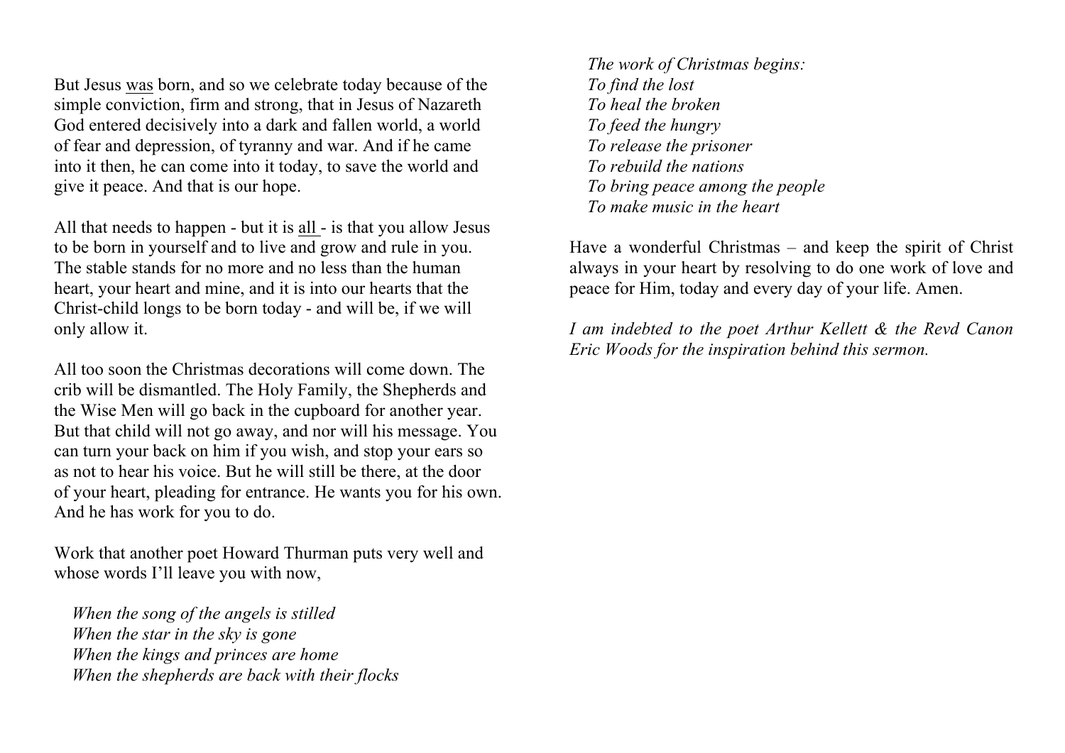But Jesus <u>was</u> born, and so we celebrate today because of the simple conviction, firm and strong, that in Jesus of Nazareth God entered decisively into a dark and fallen world, a world of fear and depression, of tyranny and war. And if he came into it then, he can come into it today, to save the world and give it peace. And that is our hope.

All that needs to happen - but it is <u>all</u> - is that you allow Jesus to be born in yourself and to live and grow and rule in you. The stable stands for no more and no less than the human heart, your heart and mine, and it is into our hearts that the Christ-child longs to be born today - and will be, if we will only allow it.

All too soon the Christmas decorations will come down. The crib will be dismantled. The Holy Family, the Shepherds and the Wise Men will go back in the cupboard for another year. But that child will not go away, and nor will his message. You can turn your back on him if you wish, and stop your ears so as not to hear his voice. But he will still be there, at the door of your heart, pleading for entrance. He wants you for his own. And he has work for you to do.

Work that another poet Howard Thurman puts very well and whose words I'll leave you with now,

*When the song of the angels is stilled*
*When the star in the sky is gone*
*When the kings and princes are home*
*When the shepherds are back with their flocks*
*The work of Christmas begins:*
*To find the lost*
*To heal the broken*
*To feed the hungry*
*To release the prisoner*
*To rebuild the nations*
*To bring peace among the people*
*To make music in the heart*

Have a wonderful Christmas – and keep the spirit of Christ always in your heart by resolving to do one work of love and peace for Him, today and every day of your life. Amen.

*I am indebted to the poet Arthur Kellett & the Revd Canon Eric Woods for the inspiration behind this sermon.*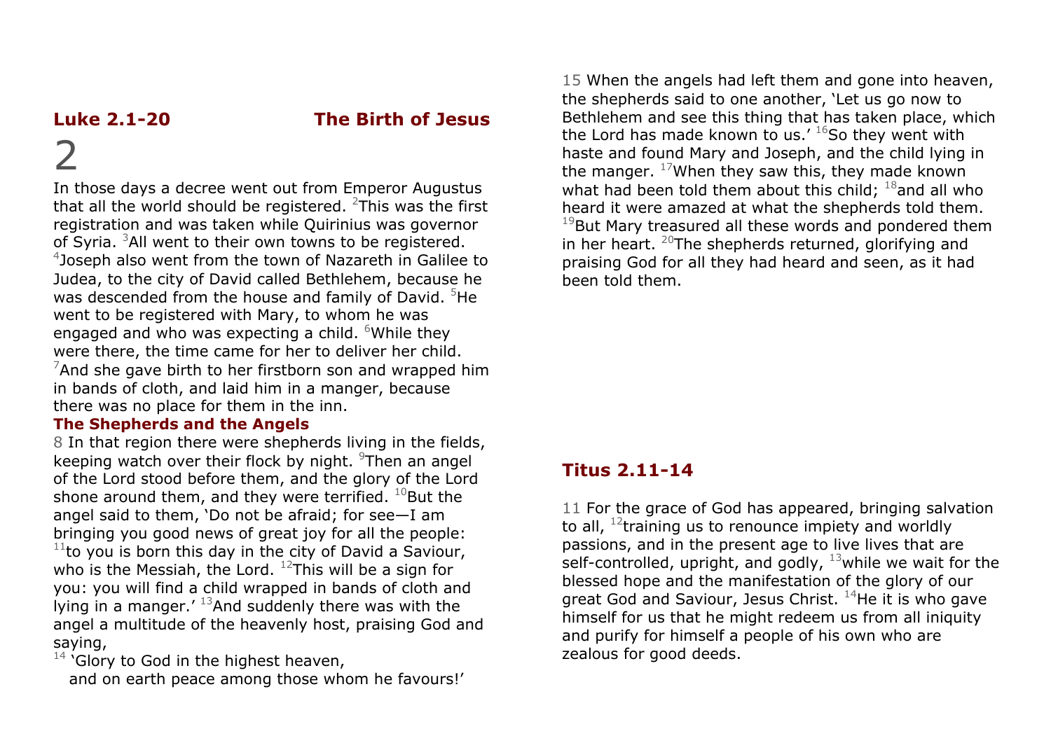## Luke 2.1-20 The Birth of Jesus

2

In those days a decree went out from Emperor Augustus that all the world should be registered. [2]This was the first registration and was taken while Quirinius was governor of Syria. [3]All went to their own towns to be registered. [4]Joseph also went from the town of Nazareth in Galilee to Judea, to the city of David called Bethlehem, because he was descended from the house and family of David. [5]He went to be registered with Mary, to whom he was engaged and who was expecting a child. [6]While they were there, the time came for her to deliver her child. [7]And she gave birth to her firstborn son and wrapped him in bands of cloth, and laid him in a manger, because there was no place for them in the inn.

### The Shepherds and the Angels

8 In that region there were shepherds living in the fields, keeping watch over their flock by night. [9]Then an angel of the Lord stood before them, and the glory of the Lord shone around them, and they were terrified. [10]But the angel said to them, 'Do not be afraid; for see—I am bringing you good news of great joy for all the people: [11]to you is born this day in the city of David a Saviour, who is the Messiah, the Lord. [12]This will be a sign for you: you will find a child wrapped in bands of cloth and lying in a manger.' [13]And suddenly there was with the angel a multitude of the heavenly host, praising God and saying,

[14] 'Glory to God in the highest heaven,
and on earth peace among those whom he favours!'

15 When the angels had left them and gone into heaven, the shepherds said to one another, 'Let us go now to Bethlehem and see this thing that has taken place, which the Lord has made known to us.' [16]So they went with haste and found Mary and Joseph, and the child lying in the manger. [17]When they saw this, they made known what had been told them about this child; [18]and all who heard it were amazed at what the shepherds told them. [19]But Mary treasured all these words and pondered them in her heart. [20]The shepherds returned, glorifying and praising God for all they had heard and seen, as it had been told them.

## Titus 2.11-14

11 For the grace of God has appeared, bringing salvation to all, [12]training us to renounce impiety and worldly passions, and in the present age to live lives that are self-controlled, upright, and godly, [13]while we wait for the blessed hope and the manifestation of the glory of our great God and Saviour, Jesus Christ. [14]He it is who gave himself for us that he might redeem us from all iniquity and purify for himself a people of his own who are zealous for good deeds.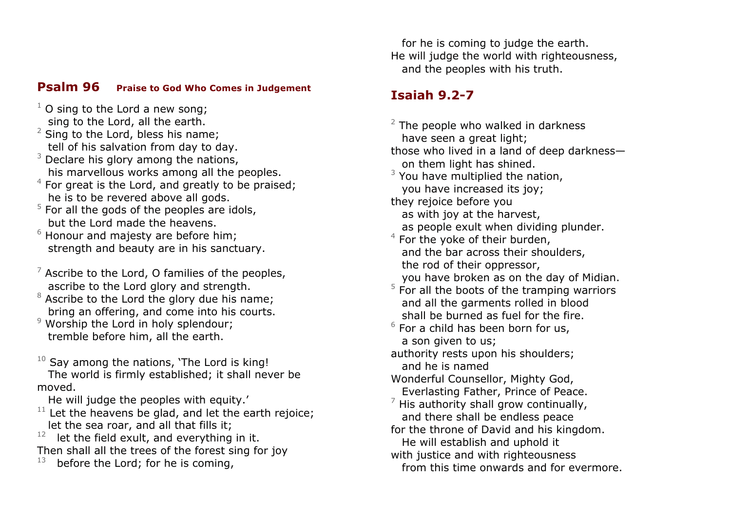## Psalm 96 **Praise to God Who Comes in Judgement**

[1] O sing to the Lord a new song;
sing to the Lord, all the earth.
[2] Sing to the Lord, bless his name;
tell of his salvation from day to day.
[3] Declare his glory among the nations,
his marvellous works among all the peoples.
[4] For great is the Lord, and greatly to be praised;
he is to be revered above all gods.
[5] For all the gods of the peoples are idols,
but the Lord made the heavens.
[6] Honour and majesty are before him;
strength and beauty are in his sanctuary.

[7] Ascribe to the Lord, O families of the peoples,
ascribe to the Lord glory and strength.
[8] Ascribe to the Lord the glory due his name;
bring an offering, and come into his courts.
[9] Worship the Lord in holy splendour;
tremble before him, all the earth.

[10] Say among the nations, 'The Lord is king!
The world is firmly established; it shall never be moved.
He will judge the peoples with equity.'
[11] Let the heavens be glad, and let the earth rejoice;
let the sea roar, and all that fills it;
[12] let the field exult, and everything in it.
Then shall all the trees of the forest sing for joy
[13] before the Lord; for he is coming,
for he is coming to judge the earth.
He will judge the world with righteousness,
and the peoples with his truth.

## Isaiah 9.2-7

[2] The people who walked in darkness
have seen a great light;
those who lived in a land of deep darkness—
on them light has shined.
[3] You have multiplied the nation,
you have increased its joy;
they rejoice before you
as with joy at the harvest,
as people exult when dividing plunder.
[4] For the yoke of their burden,
and the bar across their shoulders,
the rod of their oppressor,
you have broken as on the day of Midian.
[5] For all the boots of the tramping warriors
and all the garments rolled in blood
shall be burned as fuel for the fire.
[6] For a child has been born for us,
a son given to us;
authority rests upon his shoulders;
and he is named
Wonderful Counsellor, Mighty God,
Everlasting Father, Prince of Peace.
[7] His authority shall grow continually,
and there shall be endless peace
for the throne of David and his kingdom.
He will establish and uphold it
with justice and with righteousness
from this time onwards and for evermore.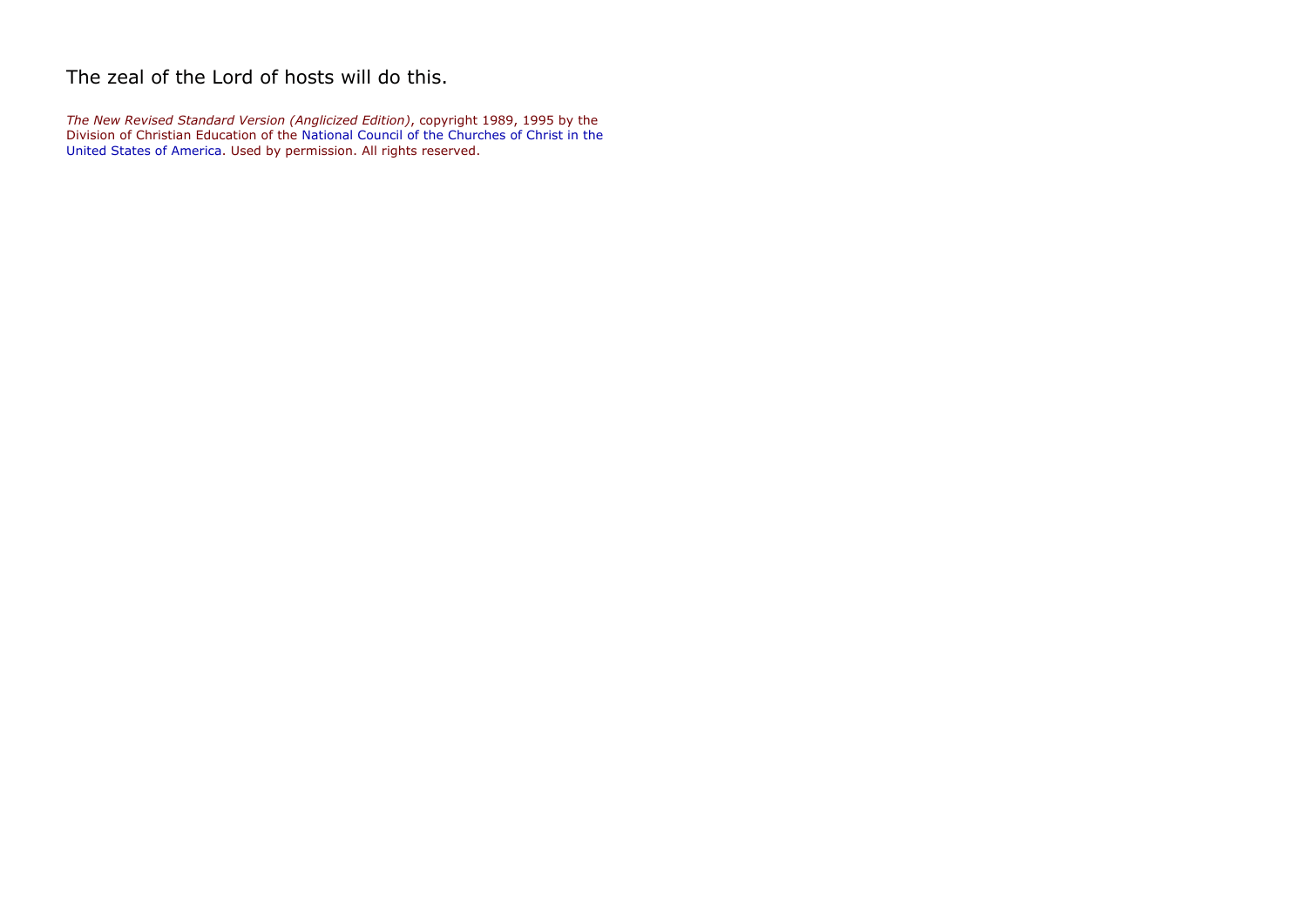The zeal of the Lord of hosts will do this.

*The New Revised Standard Version (Anglicized Edition)*, copyright 1989, 1995 by the Division of Christian Education of the National Council of the Churches of Christ in the United States of America. Used by permission. All rights reserved.